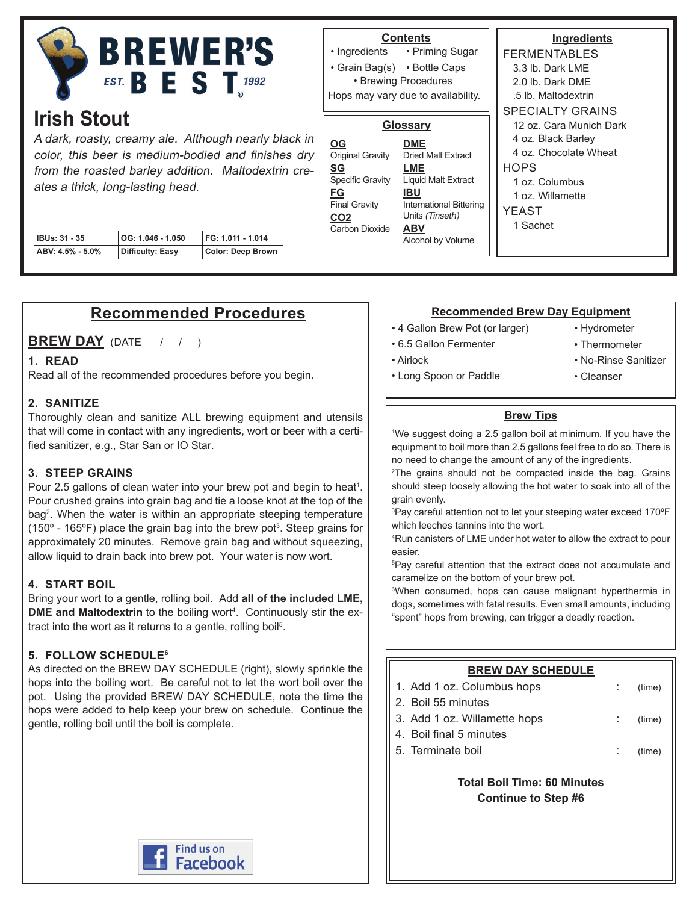# BREWER'S BEST

EST. 1992

## Irish Stout

*A dark, roasty, creamy ale. Although nearly black in color, this beer is medium-bodied and finishes dry from the roasted barley addition. Maltodextrin creates a thick, long-lasting head.*

| IBUs: 31 - 35 | OG: 1.046 - 1.050 | FG: 1.011 - 1.014 |
|---|---|---|
| ABV: 4.5% - 5.0% | Difficulty: Easy | Color: Deep Brown |

### Contents

- Ingredients
- Priming Sugar
- Grain Bag(s)
- Bottle Caps
- Brewing Procedures

Hops may vary due to availability.

### Glossary

**OG** Original Gravity
**SG** Specific Gravity
**FG** Final Gravity
**CO2** Carbon Dioxide
**DME** Dried Malt Extract
**LME** Liquid Malt Extract
**IBU** International Bittering Units *(Tinseth)*
**ABV** Alcohol by Volume

### Ingredients

FERMENTABLES
- 3.3 lb. Dark LME
- 2.0 lb. Dark DME
- .5 lb. Maltodextrin

SPECIALTY GRAINS
- 12 oz. Cara Munich Dark
- 4 oz. Black Barley
- 4 oz. Chocolate Wheat

HOPS
- 1 oz. Columbus
- 1 oz. Willamette

YEAST
- 1 Sachet

## Recommended Procedures

### BREW DAY (DATE \_\_/\_\_/\_\_)

**1. READ**
Read all of the recommended procedures before you begin.

**2. SANITIZE**
Thoroughly clean and sanitize ALL brewing equipment and utensils that will come in contact with any ingredients, wort or beer with a certified sanitizer, e.g., Star San or IO Star.

**3. STEEP GRAINS**
Pour 2.5 gallons of clean water into your brew pot and begin to heat[1]. Pour crushed grains into grain bag and tie a loose knot at the top of the bag[2]. When the water is within an appropriate steeping temperature (150º - 165ºF) place the grain bag into the brew pot[3]. Steep grains for approximately 20 minutes. Remove grain bag and without squeezing, allow liquid to drain back into brew pot. Your water is now wort.

**4. START BOIL**
Bring your wort to a gentle, rolling boil. Add **all of the included LME, DME and Maltodextrin** to the boiling wort[4]. Continuously stir the extract into the wort as it returns to a gentle, rolling boil[5].

**5. FOLLOW SCHEDULE[6]**
As directed on the BREW DAY SCHEDULE (right), slowly sprinkle the hops into the boiling wort. Be careful not to let the wort boil over the pot. Using the provided BREW DAY SCHEDULE, note the time the hops were added to help keep your brew on schedule. Continue the gentle, rolling boil until the boil is complete.

Find us on Facebook

### Recommended Brew Day Equipment

- 4 Gallon Brew Pot (or larger)
- 6.5 Gallon Fermenter
- Airlock
- Long Spoon or Paddle
- Hydrometer
- Thermometer
- No-Rinse Sanitizer
- Cleanser

### Brew Tips

[1]We suggest doing a 2.5 gallon boil at minimum. If you have the equipment to boil more than 2.5 gallons feel free to do so. There is no need to change the amount of any of the ingredients.
[2]The grains should not be compacted inside the bag. Grains should steep loosely allowing the hot water to soak into all of the grain evenly.
[3]Pay careful attention not to let your steeping water exceed 170ºF which leeches tannins into the wort.
[4]Run canisters of LME under hot water to allow the extract to pour easier.
[5]Pay careful attention that the extract does not accumulate and caramelize on the bottom of your brew pot.
[6]When consumed, hops can cause malignant hyperthermia in dogs, sometimes with fatal results. Even small amounts, including "spent" hops from brewing, can trigger a deadly reaction.

### BREW DAY SCHEDULE

1. Add 1 oz. Columbus hops \_\_:\_\_ (time)
2. Boil 55 minutes
3. Add 1 oz. Willamette hops \_\_:\_\_ (time)
4. Boil final 5 minutes
5. Terminate boil \_\_:\_\_ (time)

**Total Boil Time: 60 Minutes**
**Continue to Step #6**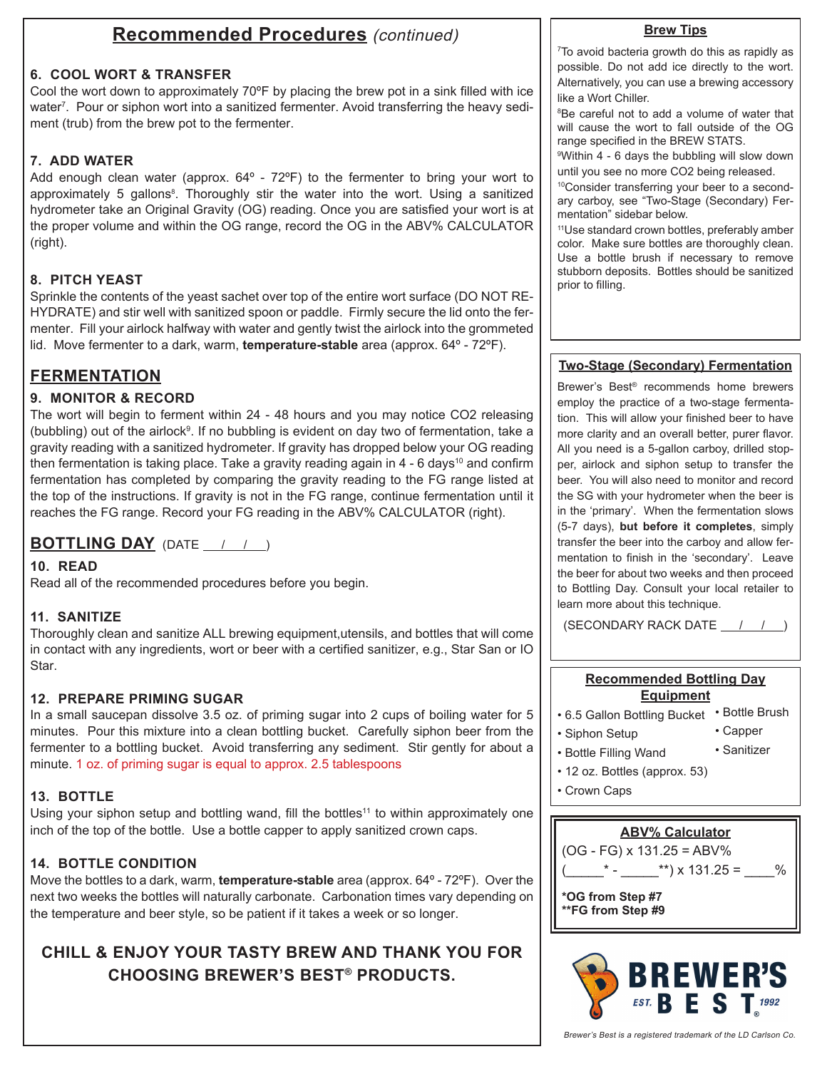## Recommended Procedures *(continued)*

### 6. COOL WORT & TRANSFER

Cool the wort down to approximately 70ºF by placing the brew pot in a sink filled with ice water[7]. Pour or siphon wort into a sanitized fermenter. Avoid transferring the heavy sediment (trub) from the brew pot to the fermenter.

### 7. ADD WATER

Add enough clean water (approx. 64º - 72ºF) to the fermenter to bring your wort to approximately 5 gallons[8]. Thoroughly stir the water into the wort. Using a sanitized hydrometer take an Original Gravity (OG) reading. Once you are satisfied your wort is at the proper volume and within the OG range, record the OG in the ABV% CALCULATOR (right).

### 8. PITCH YEAST

Sprinkle the contents of the yeast sachet over top of the entire wort surface (DO NOT REHYDRATE) and stir well with sanitized spoon or paddle. Firmly secure the lid onto the fermenter. Fill your airlock halfway with water and gently twist the airlock into the grommeted lid. Move fermenter to a dark, warm, **temperature-stable** area (approx. 64º - 72ºF).

## FERMENTATION

### 9. MONITOR & RECORD

The wort will begin to ferment within 24 - 48 hours and you may notice $CO_2$ releasing (bubbling) out of the airlock[9]. If no bubbling is evident on day two of fermentation, take a gravity reading with a sanitized hydrometer. If gravity has dropped below your OG reading then fermentation is taking place. Take a gravity reading again in 4 - 6 days[10] and confirm fermentation has completed by comparing the gravity reading to the FG range listed at the top of the instructions. If gravity is not in the FG range, continue fermentation until it reaches the FG range. Record your FG reading in the ABV% CALCULATOR (right).

## BOTTLING DAY (DATE \_\_/\_\_/\_\_)

### 10. READ

Read all of the recommended procedures before you begin.

### 11. SANITIZE

Thoroughly clean and sanitize ALL brewing equipment,utensils, and bottles that will come in contact with any ingredients, wort or beer with a certified sanitizer, e.g., Star San or IO Star.

### 12. PREPARE PRIMING SUGAR

In a small saucepan dissolve 3.5 oz. of priming sugar into 2 cups of boiling water for 5 minutes. Pour this mixture into a clean bottling bucket. Carefully siphon beer from the fermenter to a bottling bucket. Avoid transferring any sediment. Stir gently for about a minute. 1 oz. of priming sugar is equal to approx. 2.5 tablespoons

### 13. BOTTLE

Using your siphon setup and bottling wand, fill the bottles[11] to within approximately one inch of the top of the bottle. Use a bottle capper to apply sanitized crown caps.

### 14. BOTTLE CONDITION

Move the bottles to a dark, warm, **temperature-stable** area (approx. 64º - 72ºF). Over the next two weeks the bottles will naturally carbonate. Carbonation times vary depending on the temperature and beer style, so be patient if it takes a week or so longer.

**CHILL & ENJOY YOUR TASTY BREW AND THANK YOU FOR CHOOSING BREWER'S BEST® PRODUCTS.**

### Brew Tips

[7]To avoid bacteria growth do this as rapidly as possible. Do not add ice directly to the wort. Alternatively, you can use a brewing accessory like a Wort Chiller.

[8]Be careful not to add a volume of water that will cause the wort to fall outside of the OG range specified in the BREW STATS.

[9]Within 4 - 6 days the bubbling will slow down until you see no more $CO_2$ being released.

[10]Consider transferring your beer to a secondary carboy, see "Two-Stage (Secondary) Fermentation" sidebar below.

[11]Use standard crown bottles, preferably amber color. Make sure bottles are thoroughly clean. Use a bottle brush if necessary to remove stubborn deposits. Bottles should be sanitized prior to filling.

### Two-Stage (Secondary) Fermentation

Brewer's Best® recommends home brewers employ the practice of a two-stage fermentation. This will allow your finished beer to have more clarity and an overall better, purer flavor. All you need is a 5-gallon carboy, drilled stopper, airlock and siphon setup to transfer the beer. You will also need to monitor and record the SG with your hydrometer when the beer is in the 'primary'. When the fermentation slows (5-7 days), **but before it completes**, simply transfer the beer into the carboy and allow fermentation to finish in the 'secondary'. Leave the beer for about two weeks and then proceed to Bottling Day. Consult your local retailer to learn more about this technique.

(SECONDARY RACK DATE \_\_/\_\_/\_\_)

### Recommended Bottling Day Equipment

- 6.5 Gallon Bottling Bucket
- Siphon Setup
- Bottle Filling Wand
- 12 oz. Bottles (approx. 53)
- Crown Caps
- Bottle Brush
- Capper
- Sanitizer

### ABV% Calculator

(OG - FG) x 131.25 = ABV%

(\_\_\_\_\_* - \_\_\_\_\_**) x 131.25 = \_\_\_\_%

**\*OG from Step #7**
**\*\*FG from Step #9**

BREWER'S BEST EST. 1992

*Brewer's Best is a registered trademark of the LD Carlson Co.*